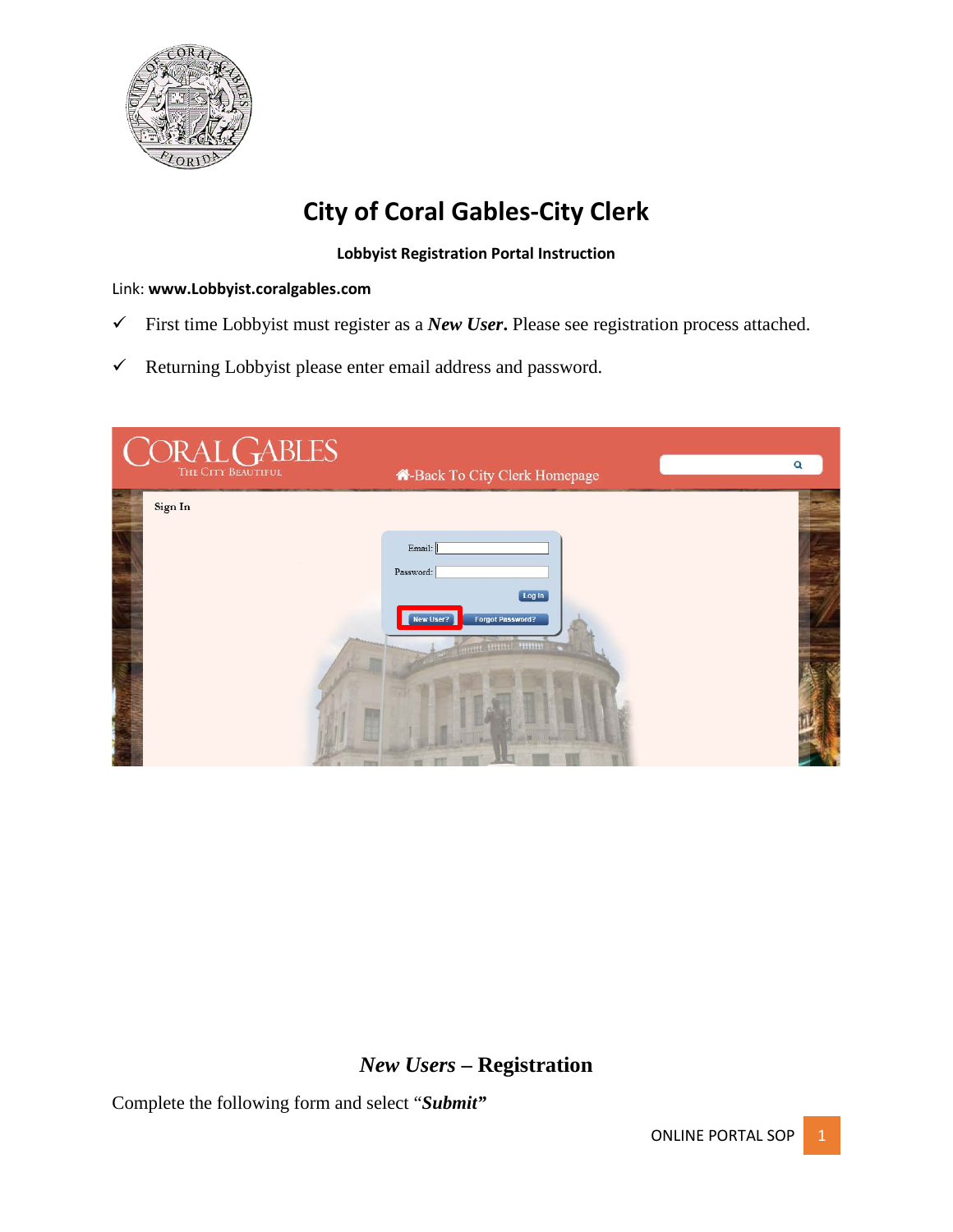# City of Coral Gables-City Clerk

**Lobbyist Registration Portal Instruction**

Link: **www.Lobbyist.coralgables.com**

- ✓ First time Lobbyist must register as a ***New User***. Please see registration process attached.
- ✓ Returning Lobbyist please enter email address and password.

## *New Users* – Registration

Complete the following form and select "***Submit***"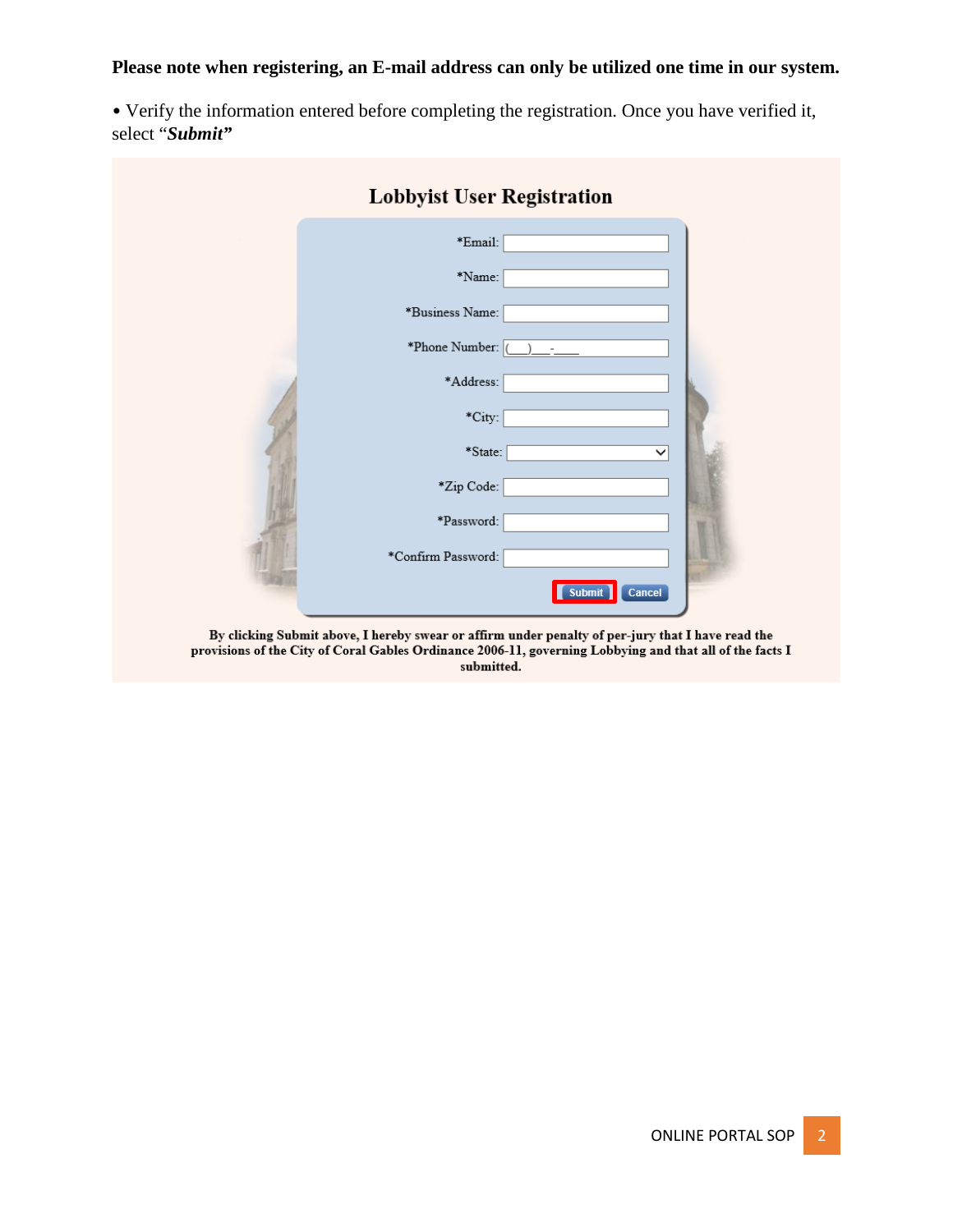**Please note when registering, an E-mail address can only be utilized one time in our system.**

- Verify the information entered before completing the registration. Once you have verified it, select "***Submit"***

**Lobbyist User Registration**

*Email:

*Name:

*Business Name:

*Phone Number: (___)___-____

*Address:

*City:

*State:

*Zip Code:

*Password:

*Confirm Password:

Submit | Cancel

**By clicking Submit above, I hereby swear or affirm under penalty of per-jury that I have read the provisions of the City of Coral Gables Ordinance 2006-11, governing Lobbying and that all of the facts I submitted.**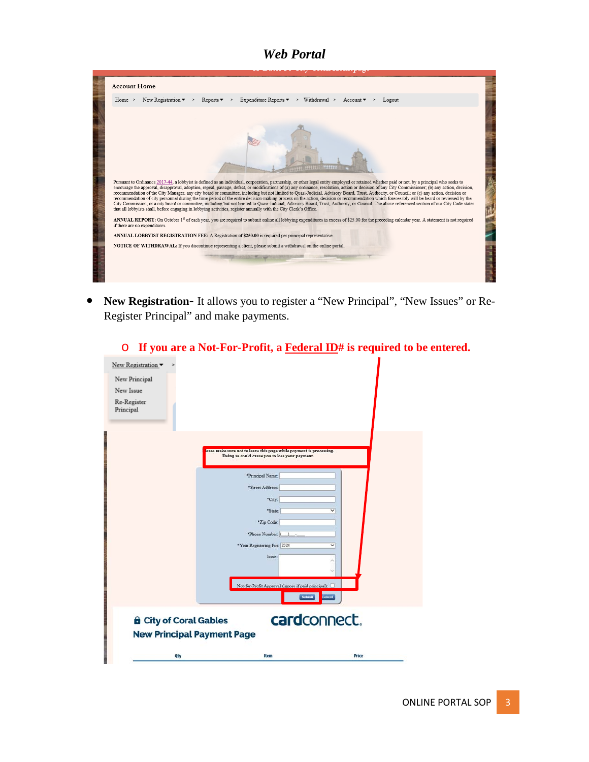# *Web Portal*

Account Home

Home > New Registration ▾ > Reports ▾ > Expenditure Reports ▾ > Withdrawal > Account ▾ > Logout

Pursuant to Ordinance 2017-44, a lobbyist is defined as an individual, corporation, partnership, or other legal entity employed or retained whether paid or not, by a principal who seeks to encourage the approval, disapproval, adoption, repeal, passage, defeat, or modifications of (a) any ordinance, resolution, action or decision of any City Commissioner; (b) any action, decision, recommendation of the City Manager, any city board or committee, including but not limited to Quasi-Judicial, Advisory Board, Trust, Authority, or Council; or (c) any action, decision or recommendation of city personnel during the time period of the entire decision-making process on the action, decision or recommendation which foreseeably will be heard or reviewed by the City Commission, or a city board or committee, including but not limited to Quasi-Judicial, Advisory Board, Trust, Authority, or Council. The above referenced section of our City Code states that all lobbyists shall, before engaging in lobbying activities, register annually with the City Clerk's Office.

**ANNUAL REPORT:** On October 1st of each year, you are required to submit online all lobbying expenditures in excess of $25.00 for the preceding calendar year. A statement is not required if there are no expenditures.

**ANNUAL LOBBYIST REGISTRATION FEE:** A Registration of $250.00 is required per principal representative.

**NOTICE OF WITHDRAWAL:** If you discontinue representing a client, please submit a withdrawal on the online portal.

- **New Registration-** It allows you to register a "New Principal", "New Issues" or Re-Register Principal" and make payments.
  - **If you are a Not-For-Profit, a Federal ID# is required to be entered.**

New Registration ▾
- New Principal
- New Issue
- Re-Register Principal

Please make sure not to leave this page while payment is processing. Doing so could cause you to lose your payment.

*Principal Name:
*Street Address:
*City:
*State:
*Zip Code:
*Phone Number:
*Year Registering For: 2020
Issue:
Not-for-Profit Approval (ignore if paid principal):

Submit | Cancel

🔒 City of Coral Gables
New Principal Payment Page

cardconnect.

| Qty | Item | Price |
|---|---|---|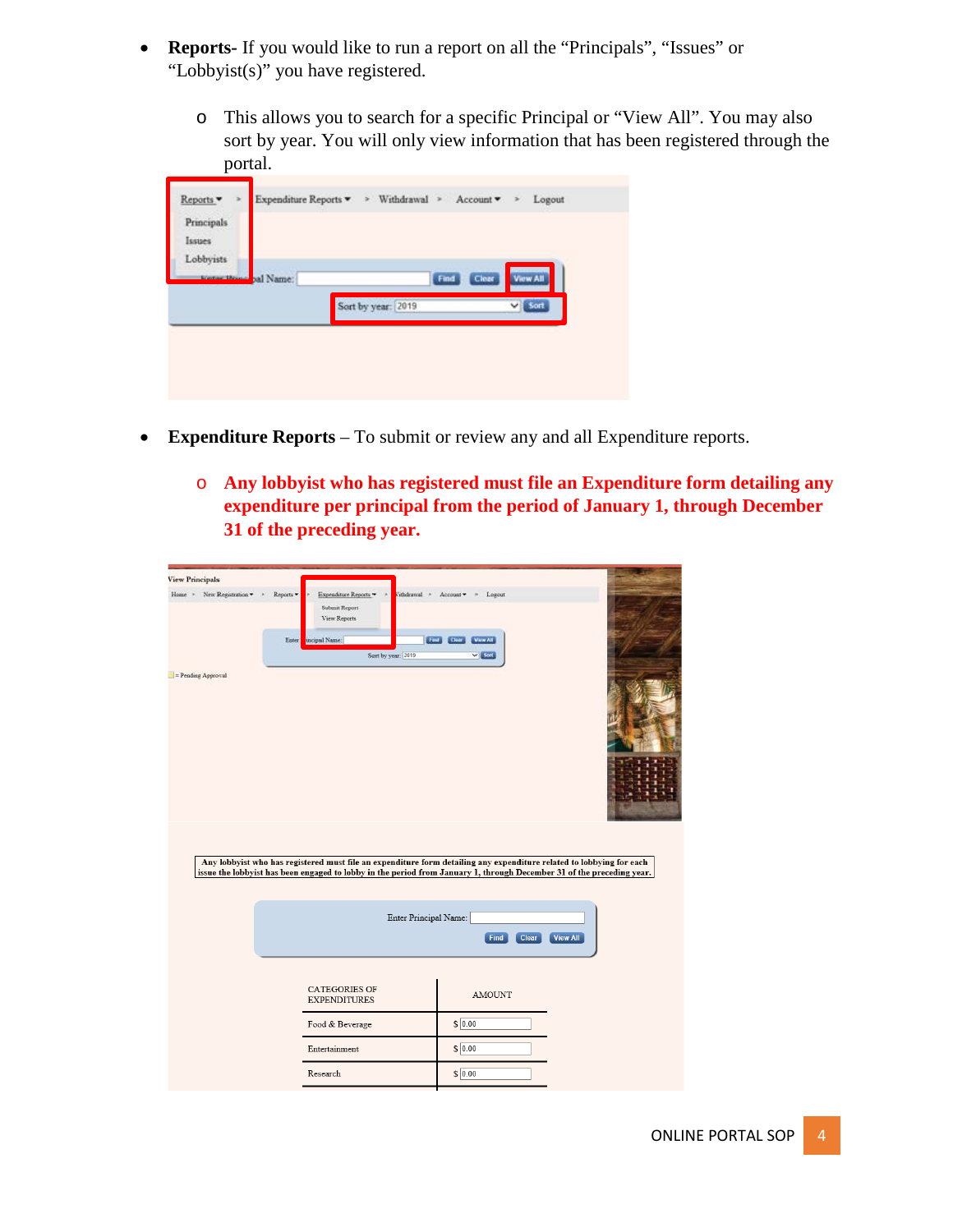- **Reports-** If you would like to run a report on all the “Principals”, “Issues” or “Lobbyist(s)” you have registered.
  - This allows you to search for a specific Principal or “View All”. You may also sort by year. You will only view information that has been registered through the portal.

- **Expenditure Reports** – To submit or review any and all Expenditure reports.
  - **Any lobbyist who has registered must file an Expenditure form detailing any expenditure per principal from the period of January 1, through December 31 of the preceding year.**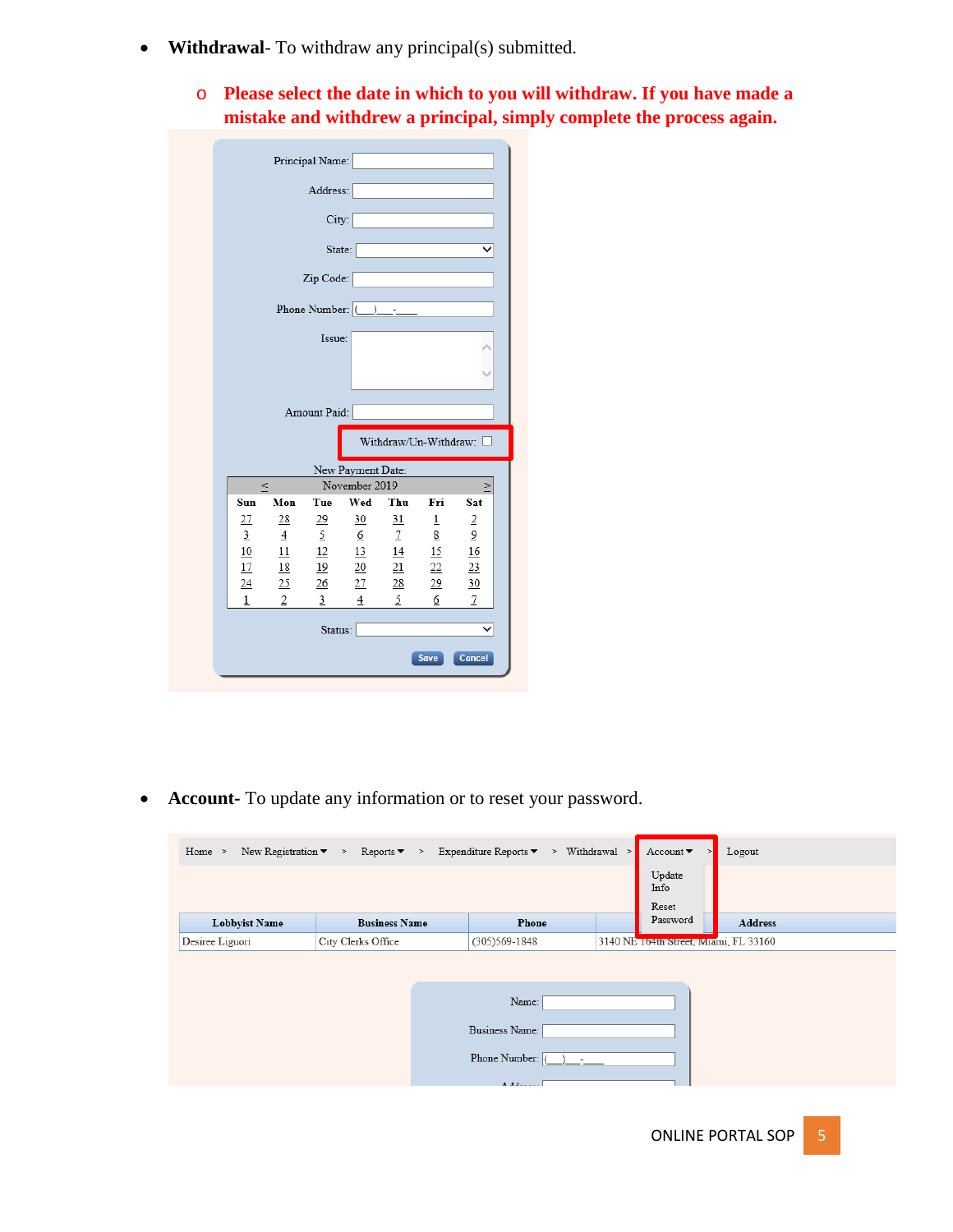- **Withdrawal**- To withdraw any principal(s) submitted.
  - **Please select the date in which to you will withdraw. If you have made a mistake and withdrew a principal, simply complete the process again.**

Principal Name:

Address:

City:

State:

Zip Code:

Phone Number: (\_\_)\_\_-\_\_\_

Issue:

Amount Paid:

Withdraw/Un-Withdraw:

New Payment Date:

| < | | | November 2019 | | | > |
|---|---|---|---|---|---|---|
| Sun | Mon | Tue | Wed | Thu | Fri | Sat |
| 27 | 28 | 29 | 30 | 31 | 1 | 2 |
| 3 | 4 | 5 | 6 | 7 | 8 | 9 |
| 10 | 11 | 12 | 13 | 14 | 15 | 16 |
| 17 | 18 | 19 | 20 | 21 | 22 | 23 |
| 24 | 25 | 26 | 27 | 28 | 29 | 30 |
| 1 | 2 | 3 | 4 | 5 | 6 | 7 |

Status:

Save Cancel

- **Account**- To update any information or to reset your password.

Home > New Registration > Reports > Expenditure Reports > Withdrawal > Account > Logout

Update Info

Reset Password

| Lobbyist Name | Business Name | Phone | | Address |
|---|---|---|---|---|
| Desiree Liguori | City Clerks Office | (305)569-1848 | 3140 NE 164th Street, Miami, FL 33160 | |

Name:

Business Name:

Phone Number: (\_\_)\_\_-\_\_\_

Address: